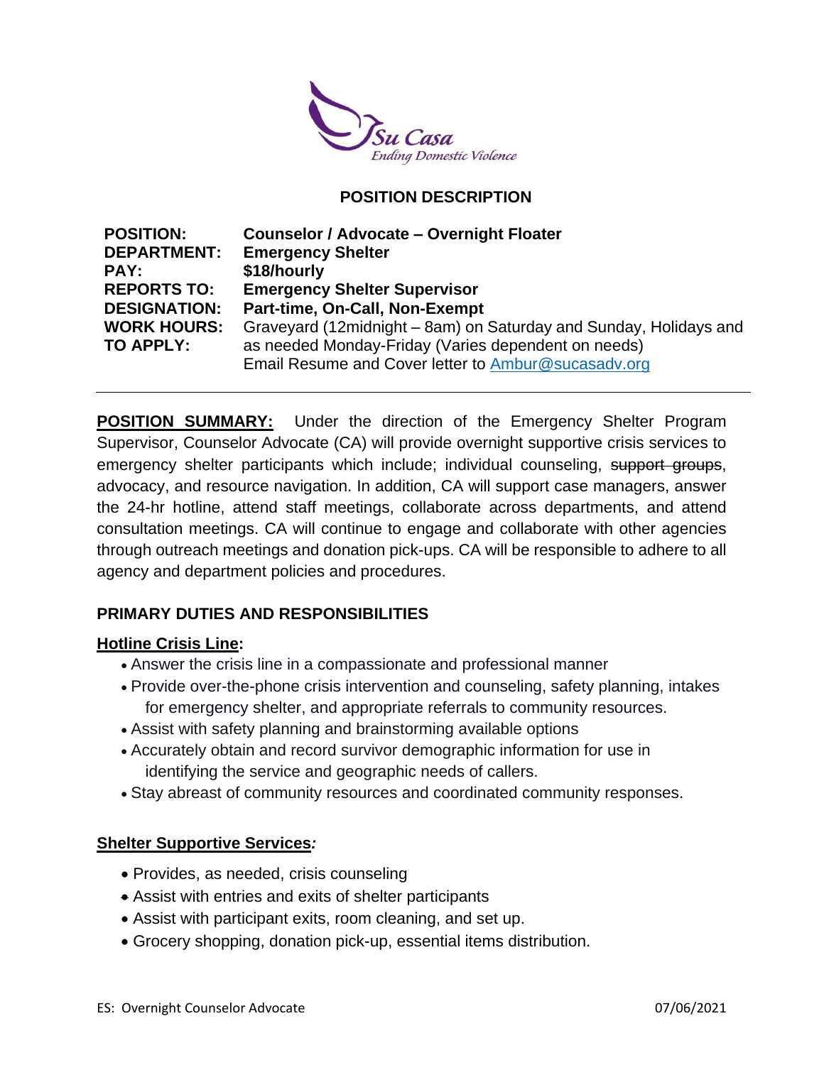Su Casa
Ending Domestic Violence

# POSITION DESCRIPTION

**POSITION:** **Counselor / Advocate – Overnight Floater**
**DEPARTMENT:** **Emergency Shelter**
**PAY:** **$18/hourly**
**REPORTS TO:** **Emergency Shelter Supervisor**
**DESIGNATION:** **Part-time, On-Call, Non-Exempt**
**WORK HOURS:** Graveyard (12midnight – 8am) on Saturday and Sunday, Holidays and as needed Monday-Friday (Varies dependent on needs)
**TO APPLY:** Email Resume and Cover letter to Ambur@sucasadv.org

---

**POSITION SUMMARY:** Under the direction of the Emergency Shelter Program Supervisor, Counselor Advocate (CA) will provide overnight supportive crisis services to emergency shelter participants which include; individual counseling, ~~support groups~~, advocacy, and resource navigation. In addition, CA will support case managers, answer the 24-hr hotline, attend staff meetings, collaborate across departments, and attend consultation meetings. CA will continue to engage and collaborate with other agencies through outreach meetings and donation pick-ups. CA will be responsible to adhere to all agency and department policies and procedures.

## PRIMARY DUTIES AND RESPONSIBILITIES

**Hotline Crisis Line:**

- Answer the crisis line in a compassionate and professional manner
- Provide over-the-phone crisis intervention and counseling, safety planning, intakes for emergency shelter, and appropriate referrals to community resources.
- Assist with safety planning and brainstorming available options
- Accurately obtain and record survivor demographic information for use in identifying the service and geographic needs of callers.
- Stay abreast of community resources and coordinated community responses.

**Shelter Supportive Services:**

- Provides, as needed, crisis counseling
- Assist with entries and exits of shelter participants
- Assist with participant exits, room cleaning, and set up.
- Grocery shopping, donation pick-up, essential items distribution.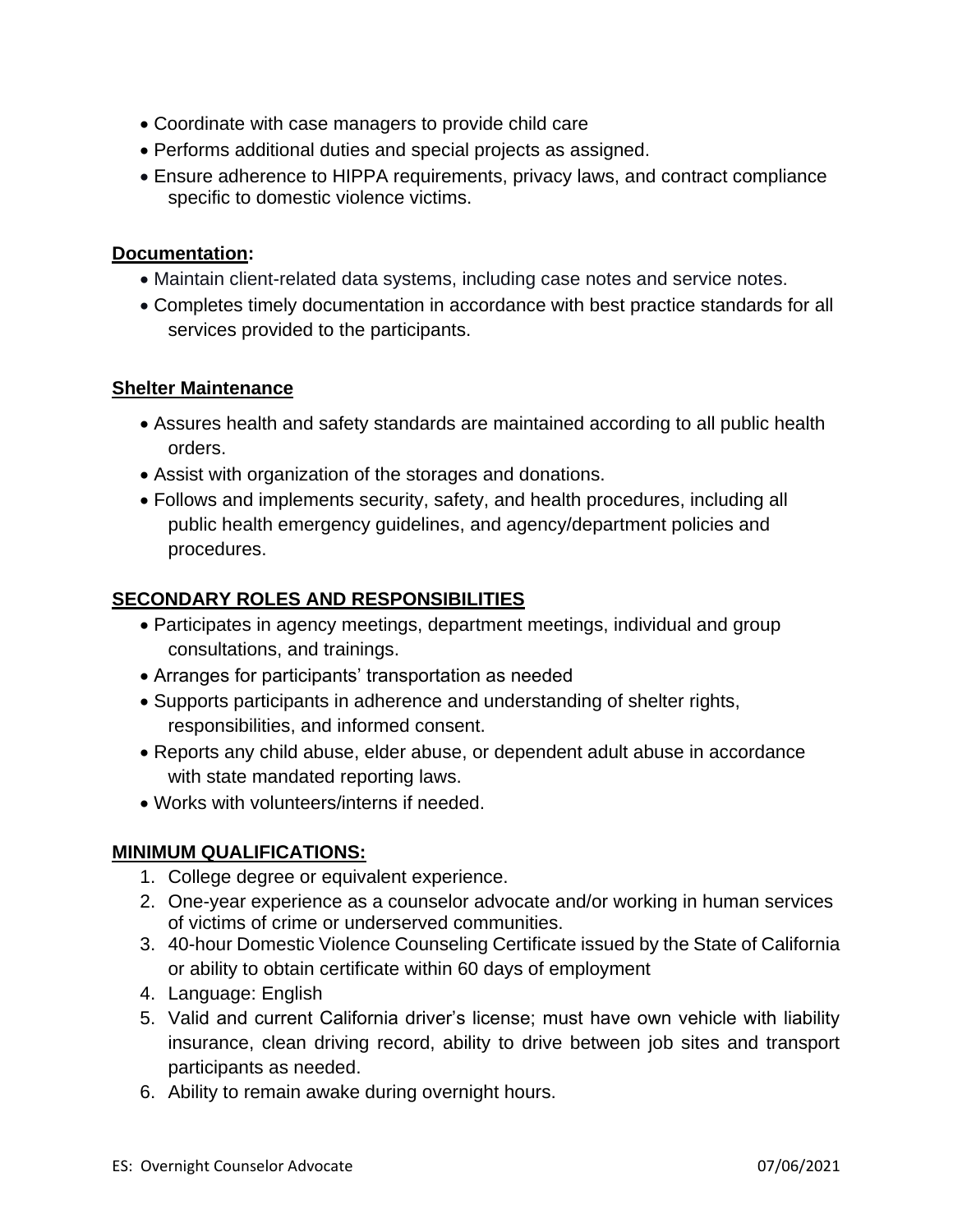- Coordinate with case managers to provide child care
- Performs additional duties and special projects as assigned.
- Ensure adherence to HIPPA requirements, privacy laws, and contract compliance specific to domestic violence victims.

**Documentation:**

- Maintain client-related data systems, including case notes and service notes.
- Completes timely documentation in accordance with best practice standards for all services provided to the participants.

**Shelter Maintenance**

- Assures health and safety standards are maintained according to all public health orders.
- Assist with organization of the storages and donations.
- Follows and implements security, safety, and health procedures, including all public health emergency guidelines, and agency/department policies and procedures.

**SECONDARY ROLES AND RESPONSIBILITIES**

- Participates in agency meetings, department meetings, individual and group consultations, and trainings.
- Arranges for participants' transportation as needed
- Supports participants in adherence and understanding of shelter rights, responsibilities, and informed consent.
- Reports any child abuse, elder abuse, or dependent adult abuse in accordance with state mandated reporting laws.
- Works with volunteers/interns if needed.

**MINIMUM QUALIFICATIONS:**

1. College degree or equivalent experience.
2. One-year experience as a counselor advocate and/or working in human services of victims of crime or underserved communities.
3. 40-hour Domestic Violence Counseling Certificate issued by the State of California or ability to obtain certificate within 60 days of employment
4. Language: English
5. Valid and current California driver's license; must have own vehicle with liability insurance, clean driving record, ability to drive between job sites and transport participants as needed.
6. Ability to remain awake during overnight hours.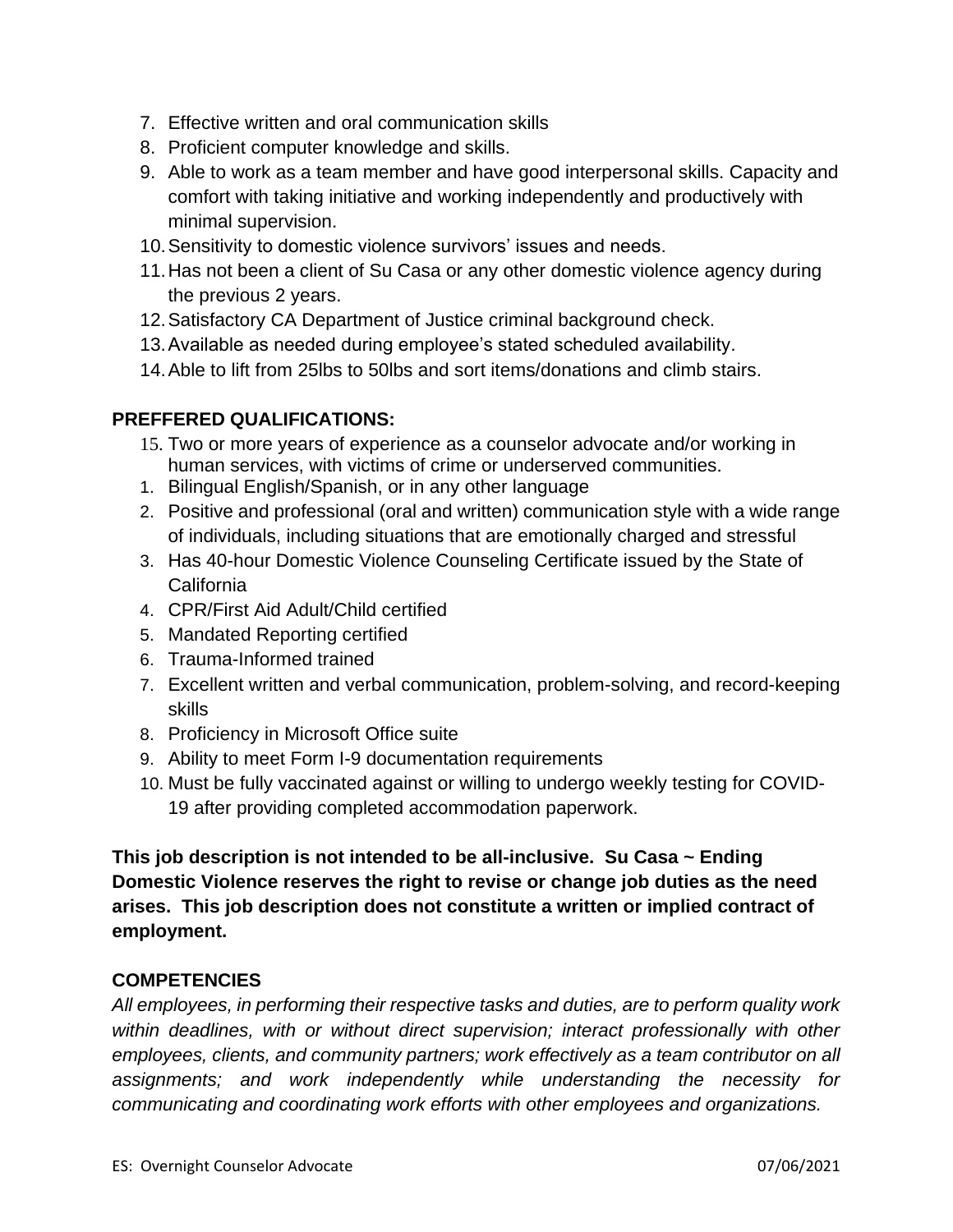7. Effective written and oral communication skills
8. Proficient computer knowledge and skills.
9. Able to work as a team member and have good interpersonal skills. Capacity and comfort with taking initiative and working independently and productively with minimal supervision.
10. Sensitivity to domestic violence survivors' issues and needs.
11. Has not been a client of Su Casa or any other domestic violence agency during the previous 2 years.
12. Satisfactory CA Department of Justice criminal background check.
13. Available as needed during employee's stated scheduled availability.
14. Able to lift from 25lbs to 50lbs and sort items/donations and climb stairs.

**PREFFERED QUALIFICATIONS:**

15. Two or more years of experience as a counselor advocate and/or working in human services, with victims of crime or underserved communities.

1. Bilingual English/Spanish, or in any other language
2. Positive and professional (oral and written) communication style with a wide range of individuals, including situations that are emotionally charged and stressful
3. Has 40-hour Domestic Violence Counseling Certificate issued by the State of California
4. CPR/First Aid Adult/Child certified
5. Mandated Reporting certified
6. Trauma-Informed trained
7. Excellent written and verbal communication, problem-solving, and record-keeping skills
8. Proficiency in Microsoft Office suite
9. Ability to meet Form I-9 documentation requirements
10. Must be fully vaccinated against or willing to undergo weekly testing for COVID-19 after providing completed accommodation paperwork.

**This job description is not intended to be all-inclusive. Su Casa ~ Ending Domestic Violence reserves the right to revise or change job duties as the need arises. This job description does not constitute a written or implied contract of employment.**

**COMPETENCIES**

*All employees, in performing their respective tasks and duties, are to perform quality work within deadlines, with or without direct supervision; interact professionally with other employees, clients, and community partners; work effectively as a team contributor on all assignments; and work independently while understanding the necessity for communicating and coordinating work efforts with other employees and organizations.*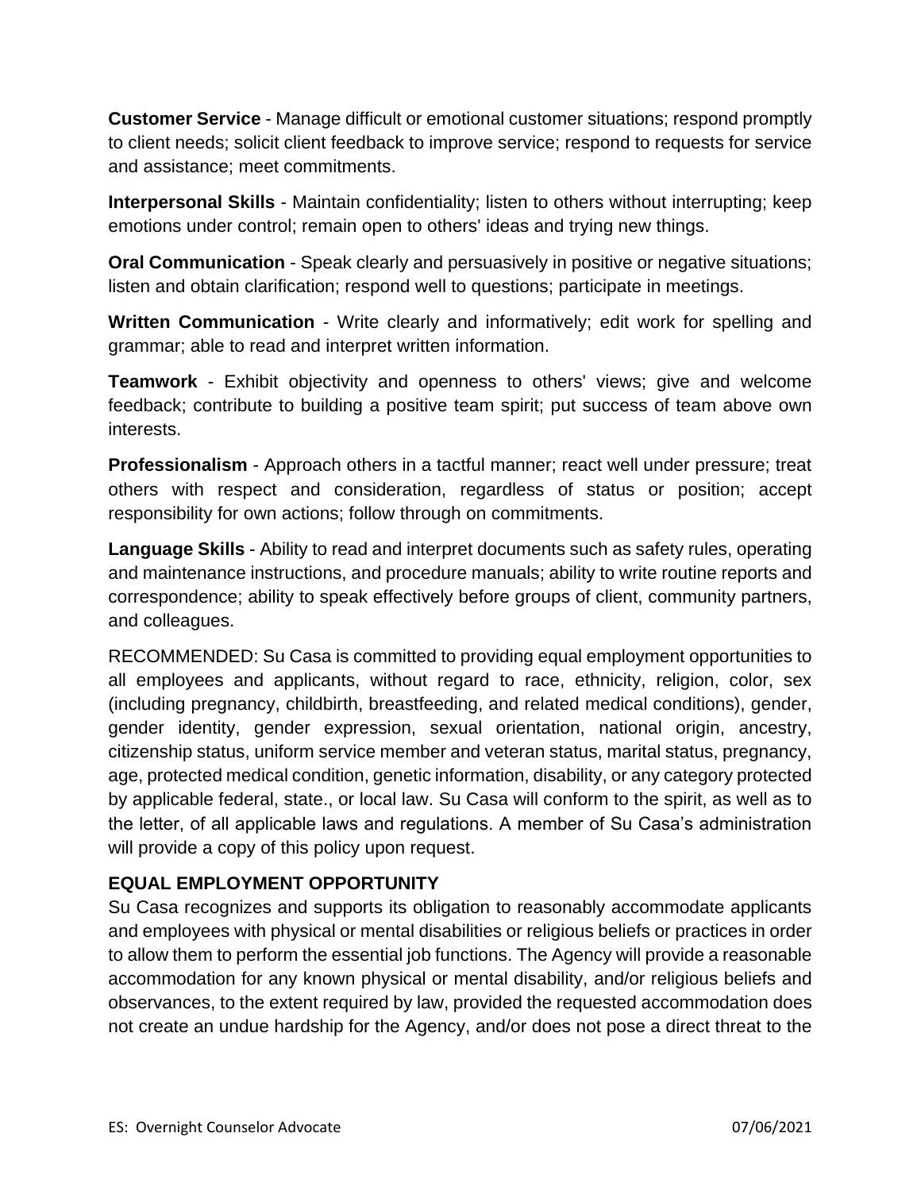**Customer Service** - Manage difficult or emotional customer situations; respond promptly to client needs; solicit client feedback to improve service; respond to requests for service and assistance; meet commitments.

**Interpersonal Skills** - Maintain confidentiality; listen to others without interrupting; keep emotions under control; remain open to others' ideas and trying new things.

**Oral Communication** - Speak clearly and persuasively in positive or negative situations; listen and obtain clarification; respond well to questions; participate in meetings.

**Written Communication** - Write clearly and informatively; edit work for spelling and grammar; able to read and interpret written information.

**Teamwork** - Exhibit objectivity and openness to others' views; give and welcome feedback; contribute to building a positive team spirit; put success of team above own interests.

**Professionalism** - Approach others in a tactful manner; react well under pressure; treat others with respect and consideration, regardless of status or position; accept responsibility for own actions; follow through on commitments.

**Language Skills** - Ability to read and interpret documents such as safety rules, operating and maintenance instructions, and procedure manuals; ability to write routine reports and correspondence; ability to speak effectively before groups of client, community partners, and colleagues.

RECOMMENDED: Su Casa is committed to providing equal employment opportunities to all employees and applicants, without regard to race, ethnicity, religion, color, sex (including pregnancy, childbirth, breastfeeding, and related medical conditions), gender, gender identity, gender expression, sexual orientation, national origin, ancestry, citizenship status, uniform service member and veteran status, marital status, pregnancy, age, protected medical condition, genetic information, disability, or any category protected by applicable federal, state., or local law. Su Casa will conform to the spirit, as well as to the letter, of all applicable laws and regulations. A member of Su Casa's administration will provide a copy of this policy upon request.

**EQUAL EMPLOYMENT OPPORTUNITY**

Su Casa recognizes and supports its obligation to reasonably accommodate applicants and employees with physical or mental disabilities or religious beliefs or practices in order to allow them to perform the essential job functions. The Agency will provide a reasonable accommodation for any known physical or mental disability, and/or religious beliefs and observances, to the extent required by law, provided the requested accommodation does not create an undue hardship for the Agency, and/or does not pose a direct threat to the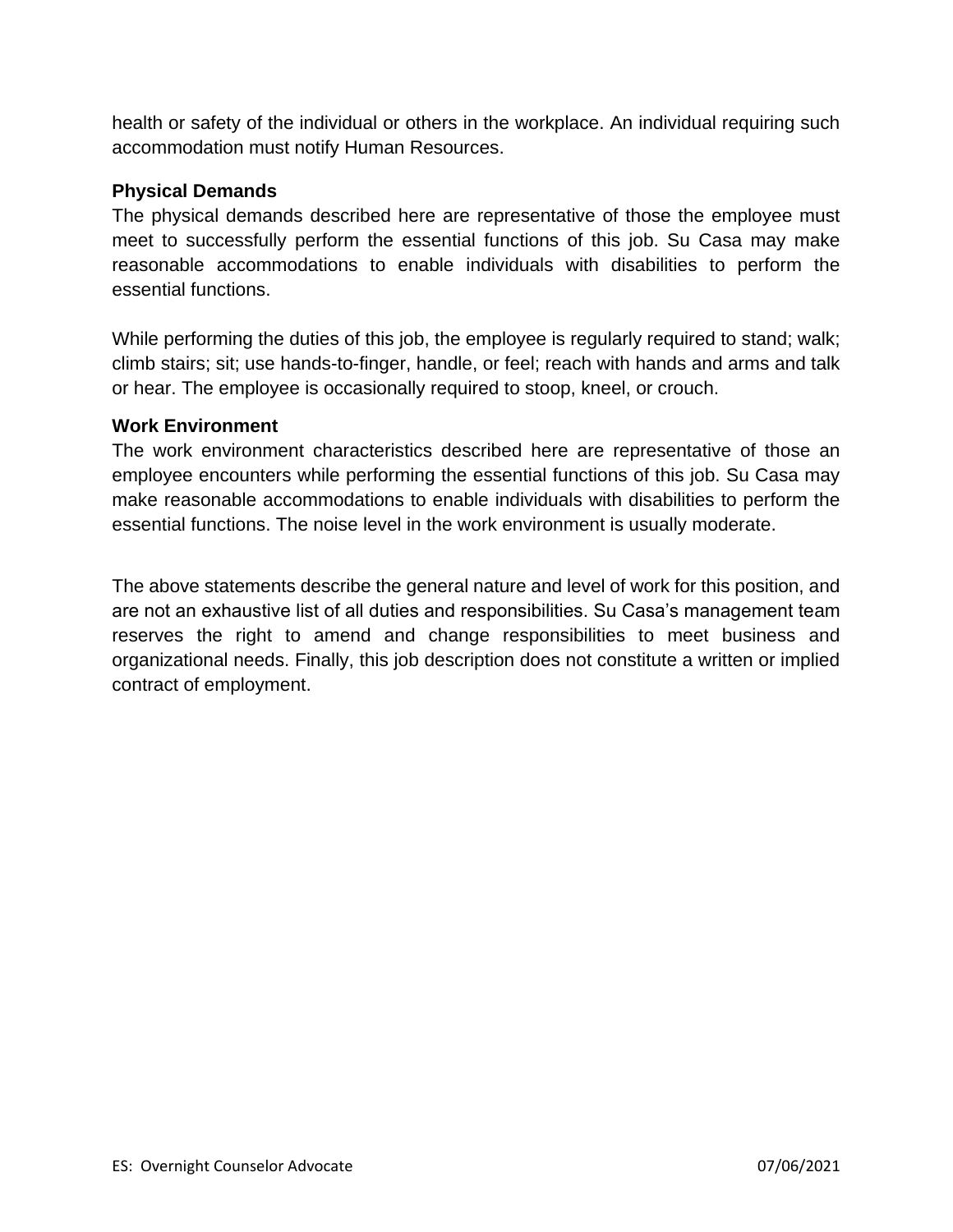health or safety of the individual or others in the workplace. An individual requiring such accommodation must notify Human Resources.

**Physical Demands**

The physical demands described here are representative of those the employee must meet to successfully perform the essential functions of this job. Su Casa may make reasonable accommodations to enable individuals with disabilities to perform the essential functions.

While performing the duties of this job, the employee is regularly required to stand; walk; climb stairs; sit; use hands-to-finger, handle, or feel; reach with hands and arms and talk or hear. The employee is occasionally required to stoop, kneel, or crouch.

**Work Environment**

The work environment characteristics described here are representative of those an employee encounters while performing the essential functions of this job. Su Casa may make reasonable accommodations to enable individuals with disabilities to perform the essential functions. The noise level in the work environment is usually moderate.

The above statements describe the general nature and level of work for this position, and are not an exhaustive list of all duties and responsibilities. Su Casa's management team reserves the right to amend and change responsibilities to meet business and organizational needs. Finally, this job description does not constitute a written or implied contract of employment.